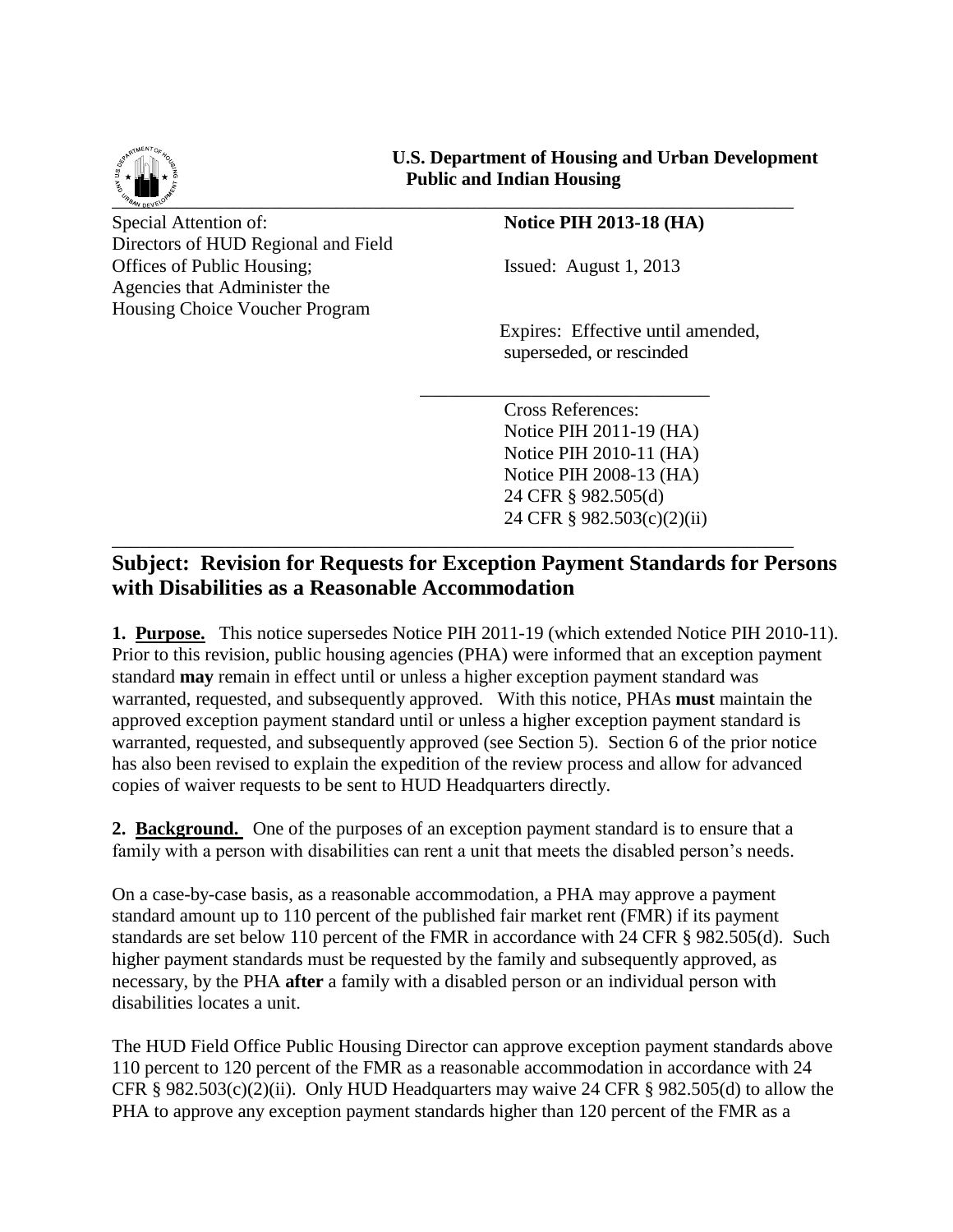**U.S. Department of Housing and Urban Development**
**Public and Indian Housing**

Special Attention of:
Directors of HUD Regional and Field Offices of Public Housing; Agencies that Administer the Housing Choice Voucher Program

**Notice PIH 2013-18 (HA)**

Issued: August 1, 2013

Expires: Effective until amended, superseded, or rescinded

Cross References:
Notice PIH 2011-19 (HA)
Notice PIH 2010-11 (HA)
Notice PIH 2008-13 (HA)
24 CFR § 982.505(d)
24 CFR § 982.503(c)(2)(ii)

## Subject: Revision for Requests for Exception Payment Standards for Persons with Disabilities as a Reasonable Accommodation

**1. Purpose.** This notice supersedes Notice PIH 2011-19 (which extended Notice PIH 2010-11). Prior to this revision, public housing agencies (PHA) were informed that an exception payment standard **may** remain in effect until or unless a higher exception payment standard was warranted, requested, and subsequently approved. With this notice, PHAs **must** maintain the approved exception payment standard until or unless a higher exception payment standard is warranted, requested, and subsequently approved (see Section 5). Section 6 of the prior notice has also been revised to explain the expedition of the review process and allow for advanced copies of waiver requests to be sent to HUD Headquarters directly.

**2. Background.** One of the purposes of an exception payment standard is to ensure that a family with a person with disabilities can rent a unit that meets the disabled person's needs.

On a case-by-case basis, as a reasonable accommodation, a PHA may approve a payment standard amount up to 110 percent of the published fair market rent (FMR) if its payment standards are set below 110 percent of the FMR in accordance with 24 CFR § 982.505(d). Such higher payment standards must be requested by the family and subsequently approved, as necessary, by the PHA **after** a family with a disabled person or an individual person with disabilities locates a unit.

The HUD Field Office Public Housing Director can approve exception payment standards above 110 percent to 120 percent of the FMR as a reasonable accommodation in accordance with 24 CFR § 982.503(c)(2)(ii). Only HUD Headquarters may waive 24 CFR § 982.505(d) to allow the PHA to approve any exception payment standards higher than 120 percent of the FMR as a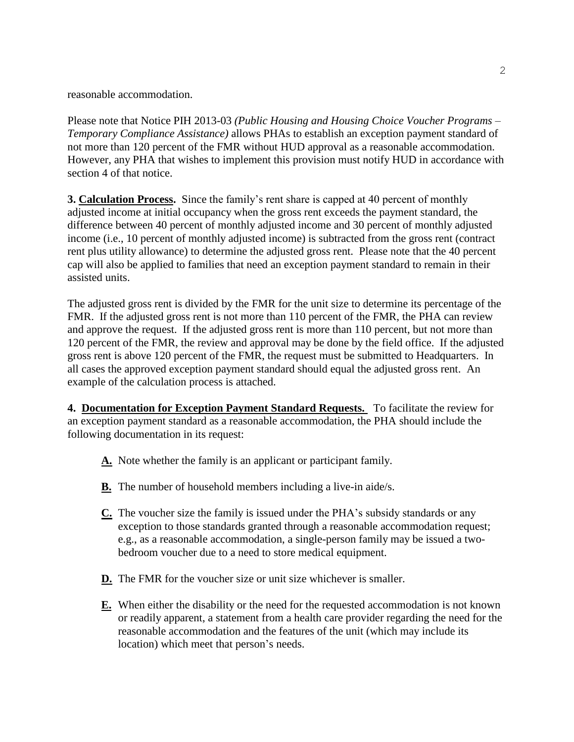reasonable accommodation.

Please note that Notice PIH 2013-03 *(Public Housing and Housing Choice Voucher Programs – Temporary Compliance Assistance)* allows PHAs to establish an exception payment standard of not more than 120 percent of the FMR without HUD approval as a reasonable accommodation. However, any PHA that wishes to implement this provision must notify HUD in accordance with section 4 of that notice.

**3. <u>Calculation Process</u>.** Since the family's rent share is capped at 40 percent of monthly adjusted income at initial occupancy when the gross rent exceeds the payment standard, the difference between 40 percent of monthly adjusted income and 30 percent of monthly adjusted income (i.e., 10 percent of monthly adjusted income) is subtracted from the gross rent (contract rent plus utility allowance) to determine the adjusted gross rent. Please note that the 40 percent cap will also be applied to families that need an exception payment standard to remain in their assisted units.

The adjusted gross rent is divided by the FMR for the unit size to determine its percentage of the FMR. If the adjusted gross rent is not more than 110 percent of the FMR, the PHA can review and approve the request. If the adjusted gross rent is more than 110 percent, but not more than 120 percent of the FMR, the review and approval may be done by the field office. If the adjusted gross rent is above 120 percent of the FMR, the request must be submitted to Headquarters. In all cases the approved exception payment standard should equal the adjusted gross rent. An example of the calculation process is attached.

**4. <u>Documentation for Exception Payment Standard Requests.</u>** To facilitate the review for an exception payment standard as a reasonable accommodation, the PHA should include the following documentation in its request:

- **<u>A.</u>** Note whether the family is an applicant or participant family.
- **<u>B.</u>** The number of household members including a live-in aide/s.
- **<u>C.</u>** The voucher size the family is issued under the PHA's subsidy standards or any exception to those standards granted through a reasonable accommodation request; e.g., as a reasonable accommodation, a single-person family may be issued a two-bedroom voucher due to a need to store medical equipment.
- **<u>D.</u>** The FMR for the voucher size or unit size whichever is smaller.
- **<u>E.</u>** When either the disability or the need for the requested accommodation is not known or readily apparent, a statement from a health care provider regarding the need for the reasonable accommodation and the features of the unit (which may include its location) which meet that person's needs.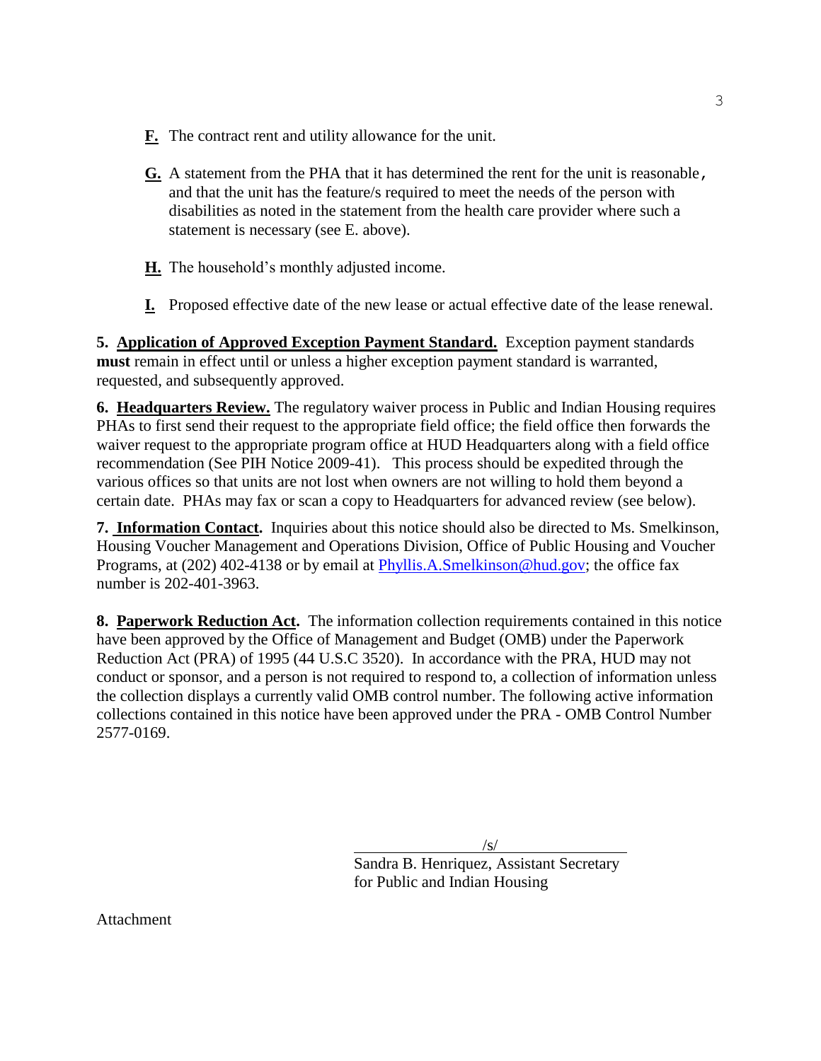**F.** The contract rent and utility allowance for the unit.

**G.** A statement from the PHA that it has determined the rent for the unit is reasonable, and that the unit has the feature/s required to meet the needs of the person with disabilities as noted in the statement from the health care provider where such a statement is necessary (see E. above).

**H.** The household's monthly adjusted income.

**I.** Proposed effective date of the new lease or actual effective date of the lease renewal.

**5. Application of Approved Exception Payment Standard.** Exception payment standards **must** remain in effect until or unless a higher exception payment standard is warranted, requested, and subsequently approved.

**6. Headquarters Review.** The regulatory waiver process in Public and Indian Housing requires PHAs to first send their request to the appropriate field office; the field office then forwards the waiver request to the appropriate program office at HUD Headquarters along with a field office recommendation (See PIH Notice 2009-41). This process should be expedited through the various offices so that units are not lost when owners are not willing to hold them beyond a certain date. PHAs may fax or scan a copy to Headquarters for advanced review (see below).

**7. Information Contact.** Inquiries about this notice should also be directed to Ms. Smelkinson, Housing Voucher Management and Operations Division, Office of Public Housing and Voucher Programs, at (202) 402-4138 or by email at Phyllis.A.Smelkinson@hud.gov; the office fax number is 202-401-3963.

**8. Paperwork Reduction Act.** The information collection requirements contained in this notice have been approved by the Office of Management and Budget (OMB) under the Paperwork Reduction Act (PRA) of 1995 (44 U.S.C 3520). In accordance with the PRA, HUD may not conduct or sponsor, and a person is not required to respond to, a collection of information unless the collection displays a currently valid OMB control number. The following active information collections contained in this notice have been approved under the PRA - OMB Control Number 2577-0169.

/s/

Sandra B. Henriquez, Assistant Secretary
for Public and Indian Housing

Attachment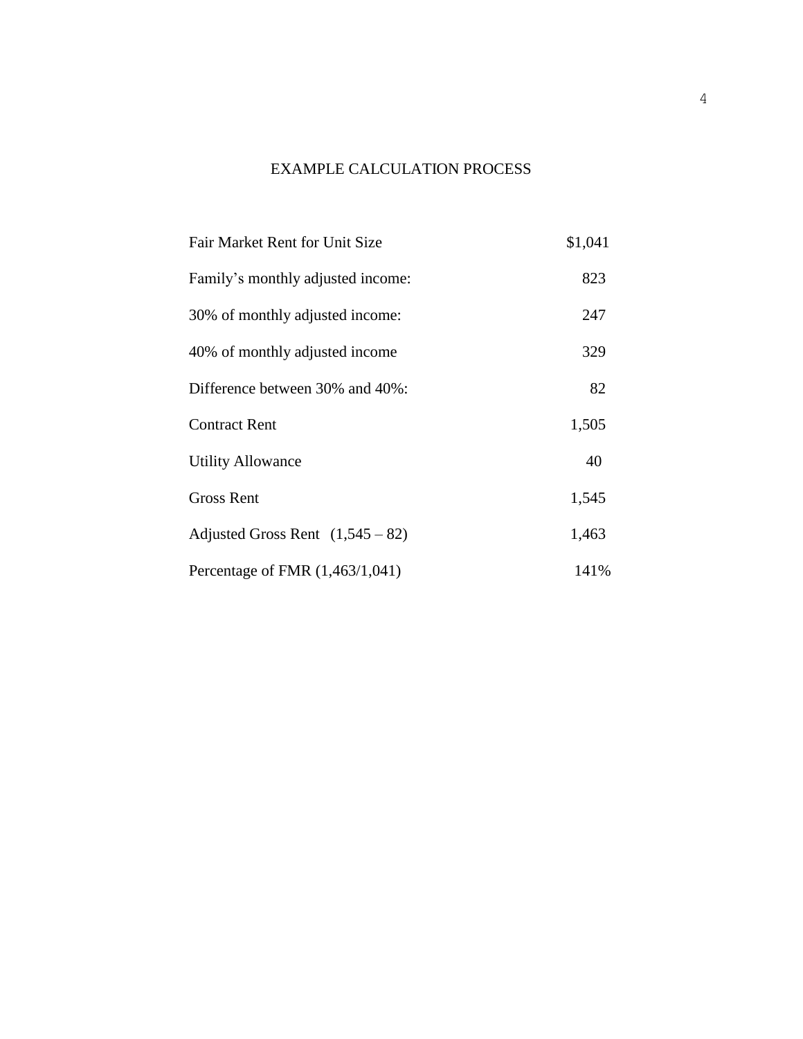## EXAMPLE CALCULATION PROCESS

| | |
|---|---|
| Fair Market Rent for Unit Size | $1,041 |
| Family's monthly adjusted income: | 823 |
| 30% of monthly adjusted income: | 247 |
| 40% of monthly adjusted income | 329 |
| Difference between 30% and 40%: | 82 |
| Contract Rent | 1,505 |
| Utility Allowance | 40 |
| Gross Rent | 1,545 |
| Adjusted Gross Rent (1,545 – 82) | 1,463 |
| Percentage of FMR (1,463/1,041) | 141% |